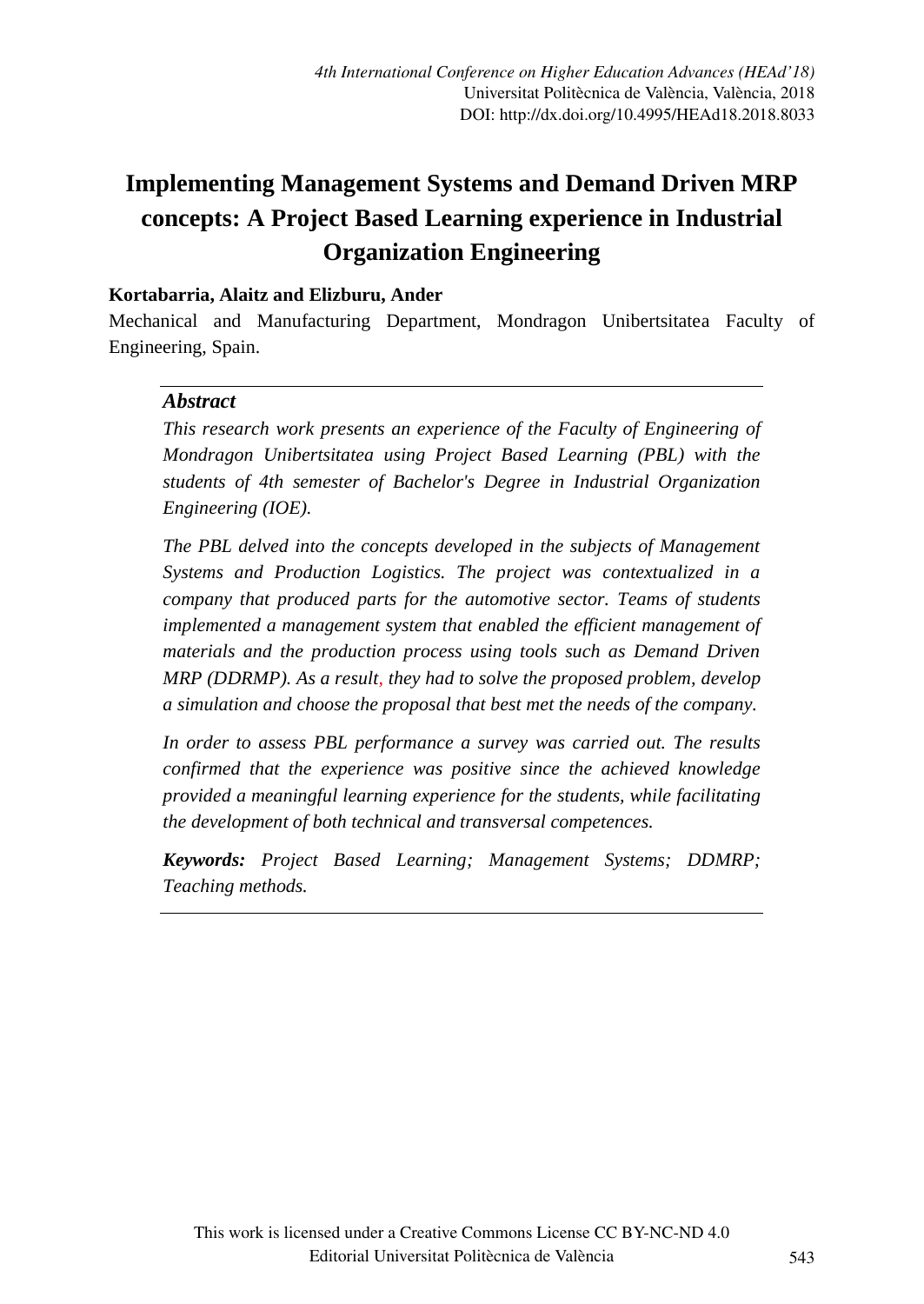# Implementing Management Systems and Demand Driven MRP concepts: A Project Based Learning experience in Industrial Organization Engineering

**Kortabarria, Alaitz and Elizburu, Ander**

Mechanical and Manufacturing Department, Mondragon Unibertsitatea Faculty of Engineering, Spain.

### *Abstract*

*This research work presents an experience of the Faculty of Engineering of Mondragon Unibertsitatea using Project Based Learning (PBL) with the students of 4th semester of Bachelor's Degree in Industrial Organization Engineering (IOE).*

*The PBL delved into the concepts developed in the subjects of Management Systems and Production Logistics. The project was contextualized in a company that produced parts for the automotive sector. Teams of students implemented a management system that enabled the efficient management of materials and the production process using tools such as Demand Driven MRP (DDRMP). As a result, they had to solve the proposed problem, develop a simulation and choose the proposal that best met the needs of the company.*

*In order to assess PBL performance a survey was carried out. The results confirmed that the experience was positive since the achieved knowledge provided a meaningful learning experience for the students, while facilitating the development of both technical and transversal competences.*

***Keywords:*** *Project Based Learning; Management Systems; DDMRP; Teaching methods.*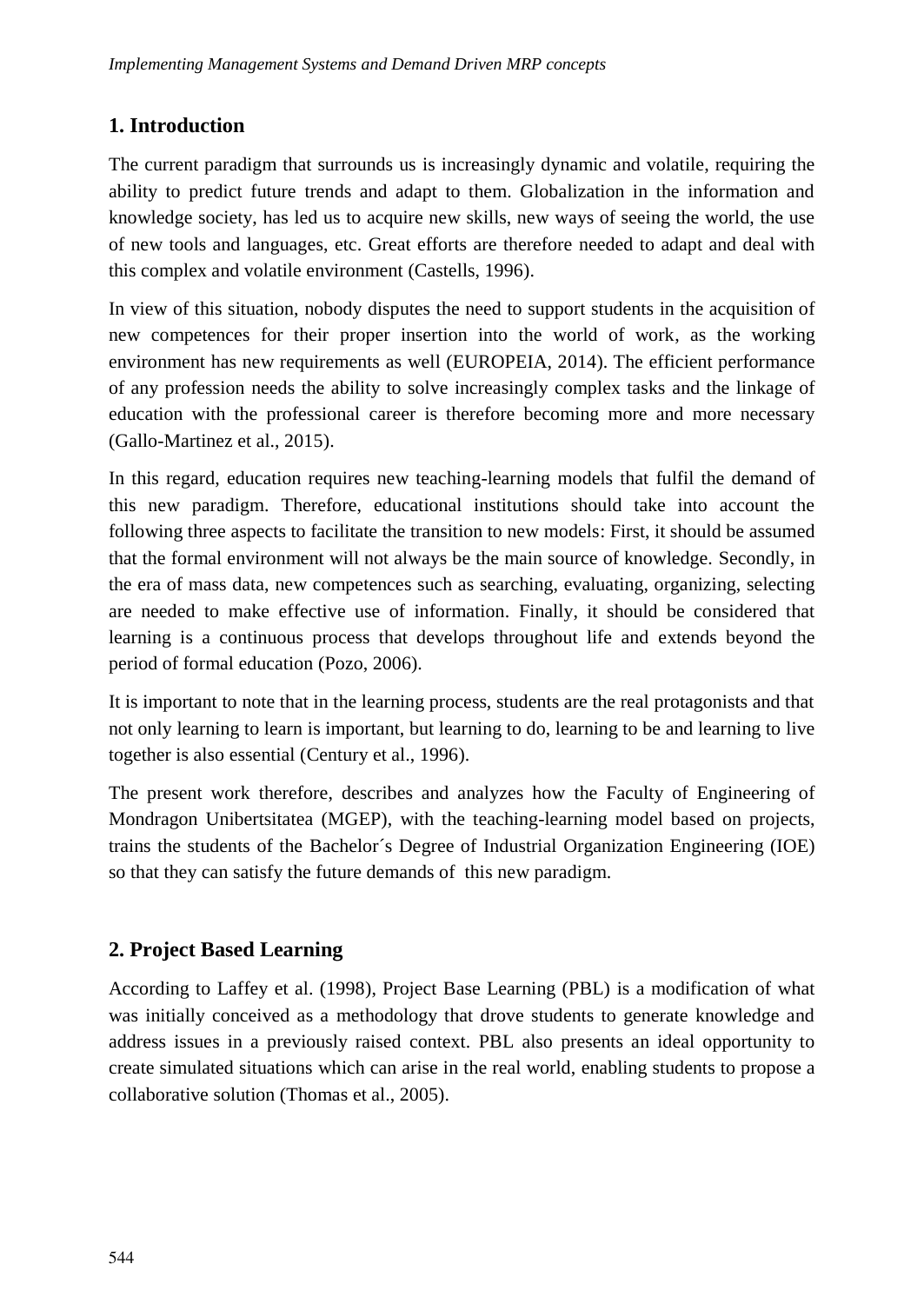## 1. Introduction

The current paradigm that surrounds us is increasingly dynamic and volatile, requiring the ability to predict future trends and adapt to them. Globalization in the information and knowledge society, has led us to acquire new skills, new ways of seeing the world, the use of new tools and languages, etc. Great efforts are therefore needed to adapt and deal with this complex and volatile environment (Castells, 1996).

In view of this situation, nobody disputes the need to support students in the acquisition of new competences for their proper insertion into the world of work, as the working environment has new requirements as well (EUROPEIA, 2014). The efficient performance of any profession needs the ability to solve increasingly complex tasks and the linkage of education with the professional career is therefore becoming more and more necessary (Gallo-Martinez et al., 2015).

In this regard, education requires new teaching-learning models that fulfil the demand of this new paradigm. Therefore, educational institutions should take into account the following three aspects to facilitate the transition to new models: First, it should be assumed that the formal environment will not always be the main source of knowledge. Secondly, in the era of mass data, new competences such as searching, evaluating, organizing, selecting are needed to make effective use of information. Finally, it should be considered that learning is a continuous process that develops throughout life and extends beyond the period of formal education (Pozo, 2006).

It is important to note that in the learning process, students are the real protagonists and that not only learning to learn is important, but learning to do, learning to be and learning to live together is also essential (Century et al., 1996).

The present work therefore, describes and analyzes how the Faculty of Engineering of Mondragon Unibertsitatea (MGEP), with the teaching-learning model based on projects, trains the students of the Bachelor´s Degree of Industrial Organization Engineering (IOE) so that they can satisfy the future demands of this new paradigm.

## 2. Project Based Learning

According to Laffey et al. (1998), Project Base Learning (PBL) is a modification of what was initially conceived as a methodology that drove students to generate knowledge and address issues in a previously raised context. PBL also presents an ideal opportunity to create simulated situations which can arise in the real world, enabling students to propose a collaborative solution (Thomas et al., 2005).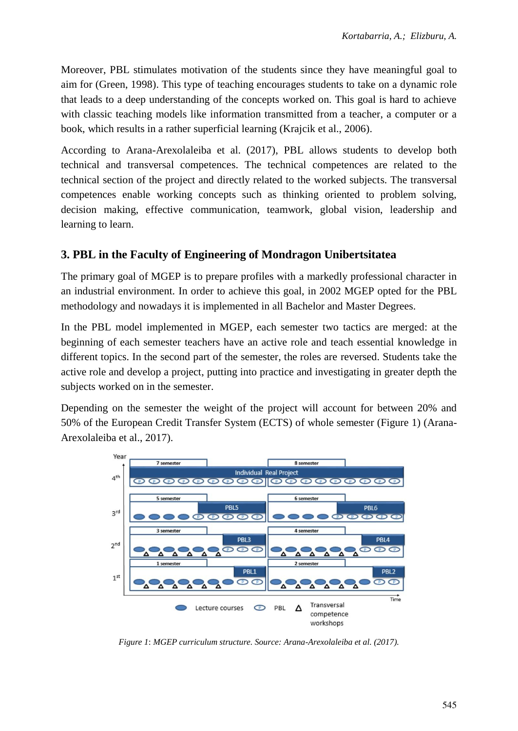Moreover, PBL stimulates motivation of the students since they have meaningful goal to aim for (Green, 1998). This type of teaching encourages students to take on a dynamic role that leads to a deep understanding of the concepts worked on. This goal is hard to achieve with classic teaching models like information transmitted from a teacher, a computer or a book, which results in a rather superficial learning (Krajcik et al., 2006).

According to Arana-Arexolaleiba et al. (2017), PBL allows students to develop both technical and transversal competences. The technical competences are related to the technical section of the project and directly related to the worked subjects. The transversal competences enable working concepts such as thinking oriented to problem solving, decision making, effective communication, teamwork, global vision, leadership and learning to learn.

## 3. PBL in the Faculty of Engineering of Mondragon Unibertsitatea

The primary goal of MGEP is to prepare profiles with a markedly professional character in an industrial environment. In order to achieve this goal, in 2002 MGEP opted for the PBL methodology and nowadays it is implemented in all Bachelor and Master Degrees.

In the PBL model implemented in MGEP, each semester two tactics are merged: at the beginning of each semester teachers have an active role and teach essential knowledge in different topics. In the second part of the semester, the roles are reversed. Students take the active role and develop a project, putting into practice and investigating in greater depth the subjects worked on in the semester.

Depending on the semester the weight of the project will account for between 20% and 50% of the European Credit Transfer System (ECTS) of whole semester (Figure 1) (Arana-Arexolaleiba et al., 2017).

*Figure 1*: *MGEP curriculum structure. Source: Arana-Arexolaleiba et al. (2017).*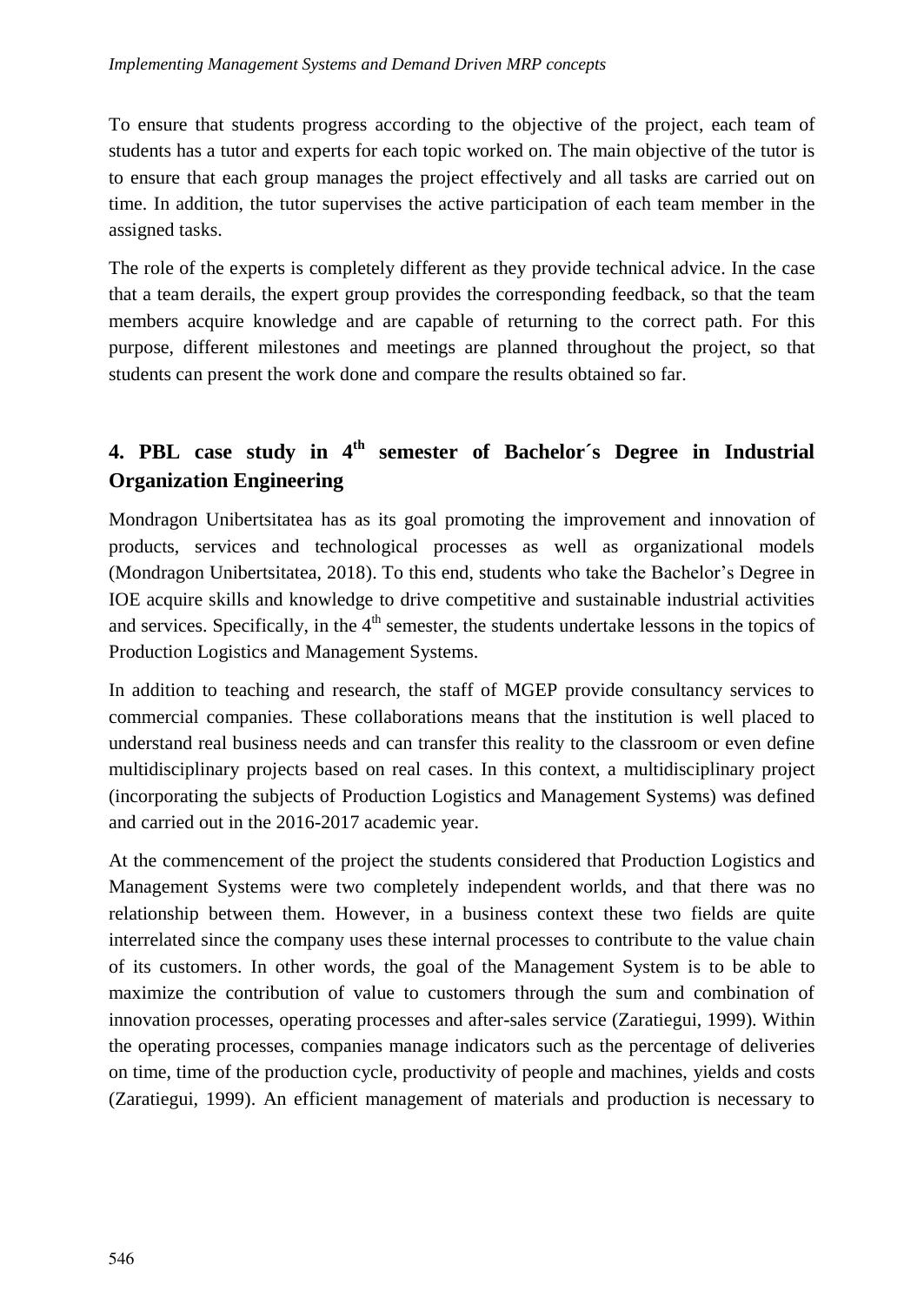To ensure that students progress according to the objective of the project, each team of students has a tutor and experts for each topic worked on. The main objective of the tutor is to ensure that each group manages the project effectively and all tasks are carried out on time. In addition, the tutor supervises the active participation of each team member in the assigned tasks.

The role of the experts is completely different as they provide technical advice. In the case that a team derails, the expert group provides the corresponding feedback, so that the team members acquire knowledge and are capable of returning to the correct path. For this purpose, different milestones and meetings are planned throughout the project, so that students can present the work done and compare the results obtained so far.

## 4. PBL case study in 4th semester of Bachelor´s Degree in Industrial Organization Engineering

Mondragon Unibertsitatea has as its goal promoting the improvement and innovation of products, services and technological processes as well as organizational models (Mondragon Unibertsitatea, 2018). To this end, students who take the Bachelor's Degree in IOE acquire skills and knowledge to drive competitive and sustainable industrial activities and services. Specifically, in the 4th semester, the students undertake lessons in the topics of Production Logistics and Management Systems.

In addition to teaching and research, the staff of MGEP provide consultancy services to commercial companies. These collaborations means that the institution is well placed to understand real business needs and can transfer this reality to the classroom or even define multidisciplinary projects based on real cases. In this context, a multidisciplinary project (incorporating the subjects of Production Logistics and Management Systems) was defined and carried out in the 2016-2017 academic year.

At the commencement of the project the students considered that Production Logistics and Management Systems were two completely independent worlds, and that there was no relationship between them. However, in a business context these two fields are quite interrelated since the company uses these internal processes to contribute to the value chain of its customers. In other words, the goal of the Management System is to be able to maximize the contribution of value to customers through the sum and combination of innovation processes, operating processes and after-sales service (Zaratiegui, 1999). Within the operating processes, companies manage indicators such as the percentage of deliveries on time, time of the production cycle, productivity of people and machines, yields and costs (Zaratiegui, 1999). An efficient management of materials and production is necessary to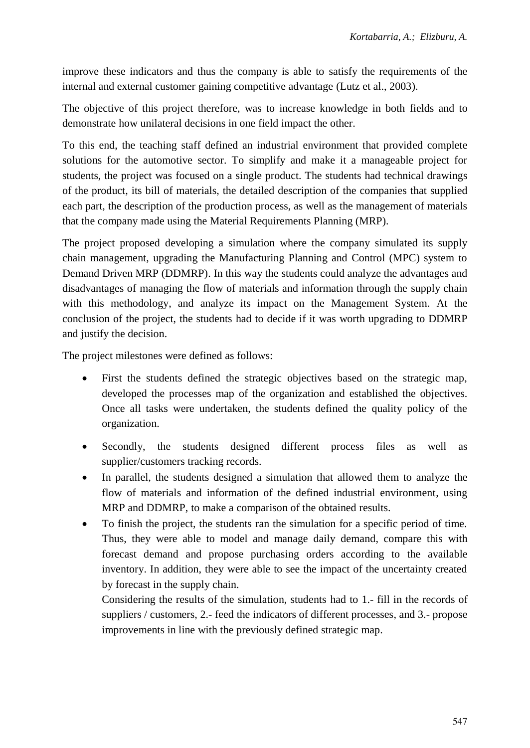improve these indicators and thus the company is able to satisfy the requirements of the internal and external customer gaining competitive advantage (Lutz et al., 2003).

The objective of this project therefore, was to increase knowledge in both fields and to demonstrate how unilateral decisions in one field impact the other.

To this end, the teaching staff defined an industrial environment that provided complete solutions for the automotive sector. To simplify and make it a manageable project for students, the project was focused on a single product. The students had technical drawings of the product, its bill of materials, the detailed description of the companies that supplied each part, the description of the production process, as well as the management of materials that the company made using the Material Requirements Planning (MRP).

The project proposed developing a simulation where the company simulated its supply chain management, upgrading the Manufacturing Planning and Control (MPC) system to Demand Driven MRP (DDMRP). In this way the students could analyze the advantages and disadvantages of managing the flow of materials and information through the supply chain with this methodology, and analyze its impact on the Management System. At the conclusion of the project, the students had to decide if it was worth upgrading to DDMRP and justify the decision.

The project milestones were defined as follows:

- First the students defined the strategic objectives based on the strategic map, developed the processes map of the organization and established the objectives. Once all tasks were undertaken, the students defined the quality policy of the organization.
- Secondly, the students designed different process files as well as supplier/customers tracking records.
- In parallel, the students designed a simulation that allowed them to analyze the flow of materials and information of the defined industrial environment, using MRP and DDMRP, to make a comparison of the obtained results.
- To finish the project, the students ran the simulation for a specific period of time. Thus, they were able to model and manage daily demand, compare this with forecast demand and propose purchasing orders according to the available inventory. In addition, they were able to see the impact of the uncertainty created by forecast in the supply chain.

  Considering the results of the simulation, students had to 1.- fill in the records of suppliers / customers, 2.- feed the indicators of different processes, and 3.- propose improvements in line with the previously defined strategic map.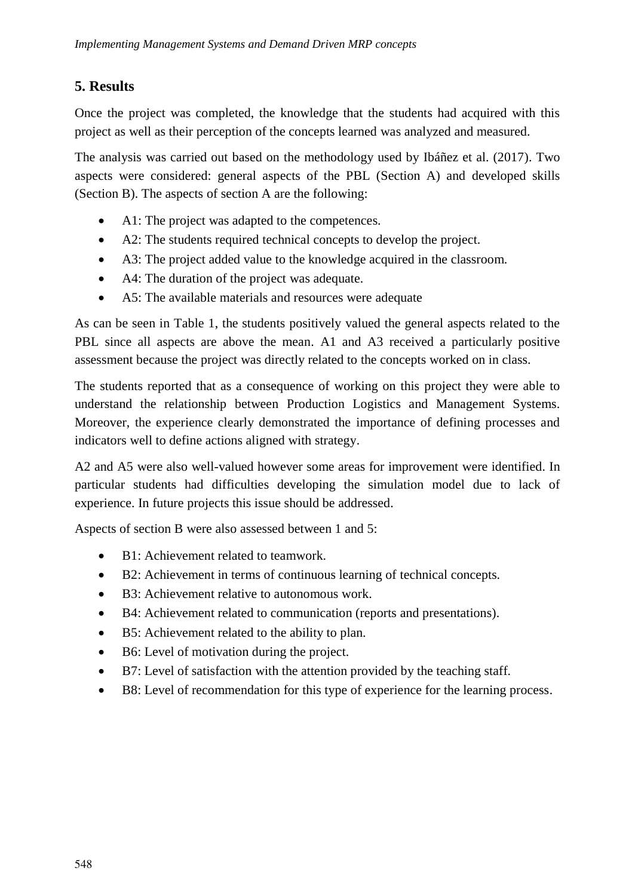## 5. Results

Once the project was completed, the knowledge that the students had acquired with this project as well as their perception of the concepts learned was analyzed and measured.

The analysis was carried out based on the methodology used by Ibáñez et al. (2017). Two aspects were considered: general aspects of the PBL (Section A) and developed skills (Section B). The aspects of section A are the following:

- A1: The project was adapted to the competences.
- A2: The students required technical concepts to develop the project.
- A3: The project added value to the knowledge acquired in the classroom.
- A4: The duration of the project was adequate.
- A5: The available materials and resources were adequate

As can be seen in Table 1, the students positively valued the general aspects related to the PBL since all aspects are above the mean. A1 and A3 received a particularly positive assessment because the project was directly related to the concepts worked on in class.

The students reported that as a consequence of working on this project they were able to understand the relationship between Production Logistics and Management Systems. Moreover, the experience clearly demonstrated the importance of defining processes and indicators well to define actions aligned with strategy.

A2 and A5 were also well-valued however some areas for improvement were identified. In particular students had difficulties developing the simulation model due to lack of experience. In future projects this issue should be addressed.

Aspects of section B were also assessed between 1 and 5:

- B1: Achievement related to teamwork.
- B2: Achievement in terms of continuous learning of technical concepts.
- B3: Achievement relative to autonomous work.
- B4: Achievement related to communication (reports and presentations).
- B5: Achievement related to the ability to plan.
- B6: Level of motivation during the project.
- B7: Level of satisfaction with the attention provided by the teaching staff.
- B8: Level of recommendation for this type of experience for the learning process.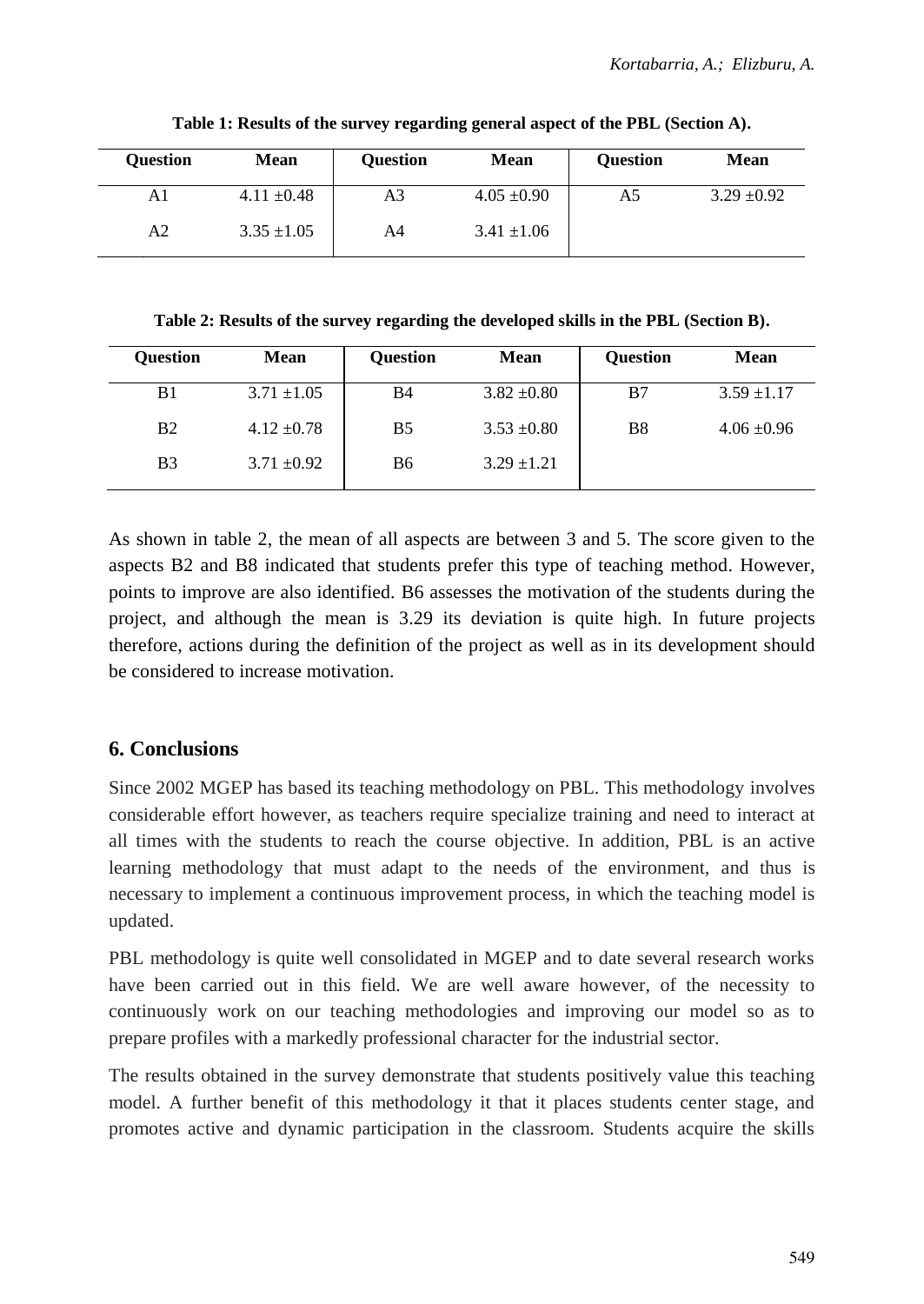**Table 1: Results of the survey regarding general aspect of the PBL (Section A).**

| Question | Mean | Question | Mean | Question | Mean |
|---|---|---|---|---|---|
| A1 | 4.11 ±0.48 | A3 | 4.05 ±0.90 | A5 | 3.29 ±0.92 |
| A2 | 3.35 ±1.05 | A4 | 3.41 ±1.06 | | |

**Table 2: Results of the survey regarding the developed skills in the PBL (Section B).**

| Question | Mean | Question | Mean | Question | Mean |
|---|---|---|---|---|---|
| B1 | 3.71 ±1.05 | B4 | 3.82 ±0.80 | B7 | 3.59 ±1.17 |
| B2 | 4.12 ±0.78 | B5 | 3.53 ±0.80 | B8 | 4.06 ±0.96 |
| B3 | 3.71 ±0.92 | B6 | 3.29 ±1.21 | | |

As shown in table 2, the mean of all aspects are between 3 and 5. The score given to the aspects B2 and B8 indicated that students prefer this type of teaching method. However, points to improve are also identified. B6 assesses the motivation of the students during the project, and although the mean is 3.29 its deviation is quite high. In future projects therefore, actions during the definition of the project as well as in its development should be considered to increase motivation.

## 6. Conclusions

Since 2002 MGEP has based its teaching methodology on PBL. This methodology involves considerable effort however, as teachers require specialize training and need to interact at all times with the students to reach the course objective. In addition, PBL is an active learning methodology that must adapt to the needs of the environment, and thus is necessary to implement a continuous improvement process, in which the teaching model is updated.

PBL methodology is quite well consolidated in MGEP and to date several research works have been carried out in this field. We are well aware however, of the necessity to continuously work on our teaching methodologies and improving our model so as to prepare profiles with a markedly professional character for the industrial sector.

The results obtained in the survey demonstrate that students positively value this teaching model. A further benefit of this methodology it that it places students center stage, and promotes active and dynamic participation in the classroom. Students acquire the skills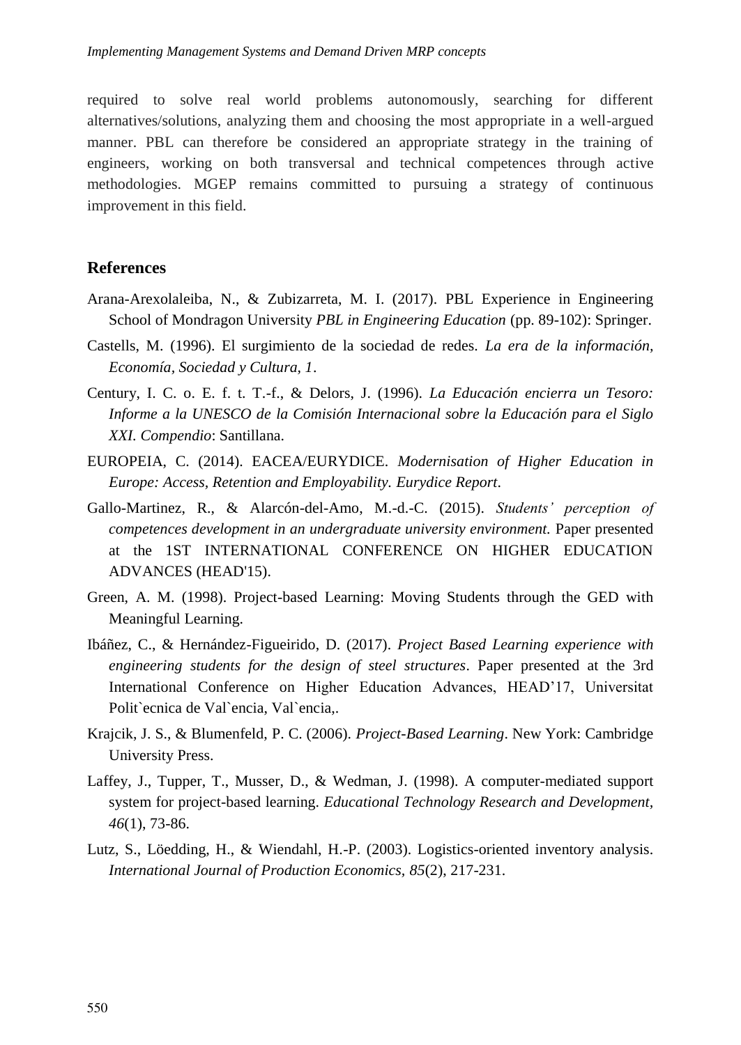required to solve real world problems autonomously, searching for different alternatives/solutions, analyzing them and choosing the most appropriate in a well-argued manner. PBL can therefore be considered an appropriate strategy in the training of engineers, working on both transversal and technical competences through active methodologies. MGEP remains committed to pursuing a strategy of continuous improvement in this field.

## References

Arana-Arexolaleiba, N., & Zubizarreta, M. I. (2017). PBL Experience in Engineering School of Mondragon University *PBL in Engineering Education* (pp. 89-102): Springer.

Castells, M. (1996). El surgimiento de la sociedad de redes. *La era de la información, Economía, Sociedad y Cultura, 1*.

Century, I. C. o. E. f. t. T.-f., & Delors, J. (1996). *La Educación encierra un Tesoro: Informe a la UNESCO de la Comisión Internacional sobre la Educación para el Siglo XXI. Compendio*: Santillana.

EUROPEIA, C. (2014). EACEA/EURYDICE. *Modernisation of Higher Education in Europe: Access, Retention and Employability. Eurydice Report*.

Gallo-Martinez, R., & Alarcón-del-Amo, M.-d.-C. (2015). *Students' perception of competences development in an undergraduate university environment.* Paper presented at the 1ST INTERNATIONAL CONFERENCE ON HIGHER EDUCATION ADVANCES (HEAD'15).

Green, A. M. (1998). Project-based Learning: Moving Students through the GED with Meaningful Learning.

Ibáñez, C., & Hernández-Figueirido, D. (2017). *Project Based Learning experience with engineering students for the design of steel structures*. Paper presented at the 3rd International Conference on Higher Education Advances, HEAD'17, Universitat Polit`ecnica de Val`encia, Val`encia,.

Krajcik, J. S., & Blumenfeld, P. C. (2006). *Project-Based Learning*. New York: Cambridge University Press.

Laffey, J., Tupper, T., Musser, D., & Wedman, J. (1998). A computer-mediated support system for project-based learning. *Educational Technology Research and Development, 46*(1), 73-86.

Lutz, S., Löedding, H., & Wiendahl, H.-P. (2003). Logistics-oriented inventory analysis. *International Journal of Production Economics, 85*(2), 217-231.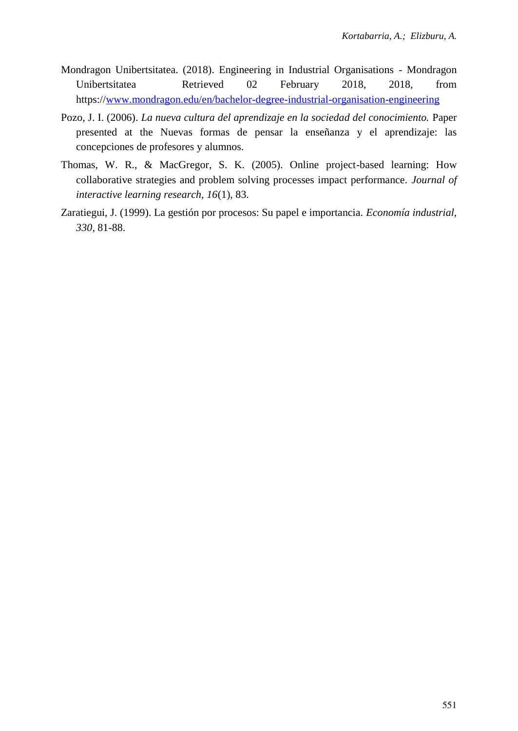Mondragon Unibertsitatea. (2018). Engineering in Industrial Organisations - Mondragon Unibertsitatea Retrieved 02 February 2018, 2018, from https://www.mondragon.edu/en/bachelor-degree-industrial-organisation-engineering

Pozo, J. I. (2006). *La nueva cultura del aprendizaje en la sociedad del conocimiento.* Paper presented at the Nuevas formas de pensar la enseñanza y el aprendizaje: las concepciones de profesores y alumnos.

Thomas, W. R., & MacGregor, S. K. (2005). Online project-based learning: How collaborative strategies and problem solving processes impact performance. *Journal of interactive learning research, 16*(1), 83.

Zaratiegui, J. (1999). La gestión por procesos: Su papel e importancia. *Economía industrial, 330*, 81-88.